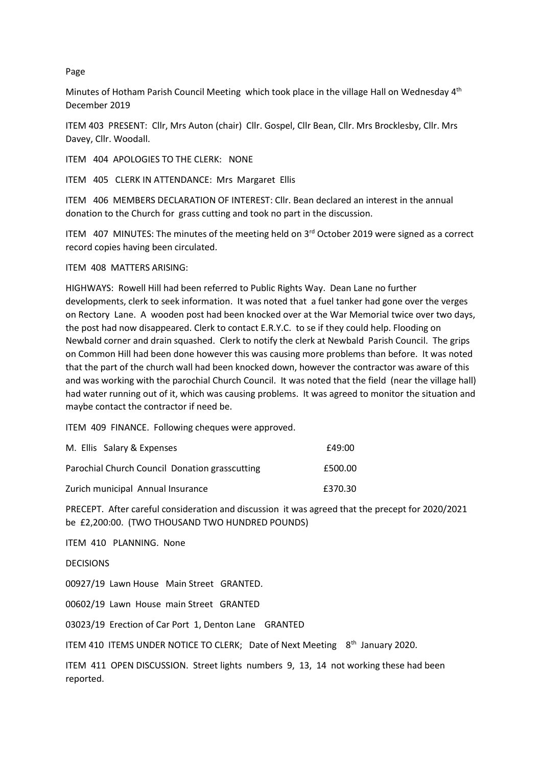Page

Minutes of Hotham Parish Council Meeting which took place in the village Hall on Wednesday 4th December 2019

ITEM 403 PRESENT: Cllr, Mrs Auton (chair) Cllr. Gospel, Cllr Bean, Cllr. Mrs Brocklesby, Cllr. Mrs Davey, Cllr. Woodall.

ITEM 404 APOLOGIES TO THE CLERK: NONE

ITEM 405 CLERK IN ATTENDANCE: Mrs Margaret Ellis

ITEM 406 MEMBERS DECLARATION OF INTEREST: Cllr. Bean declared an interest in the annual donation to the Church for grass cutting and took no part in the discussion.

ITEM 407 MINUTES: The minutes of the meeting held on 3rd October 2019 were signed as a correct record copies having been circulated.

ITEM 408 MATTERS ARISING:

HIGHWAYS: Rowell Hill had been referred to Public Rights Way. Dean Lane no further developments, clerk to seek information. It was noted that a fuel tanker had gone over the verges on Rectory Lane. A wooden post had been knocked over at the War Memorial twice over two days, the post had now disappeared. Clerk to contact E.R.Y.C. to se if they could help. Flooding on Newbald corner and drain squashed. Clerk to notify the clerk at Newbald Parish Council. The grips on Common Hill had been done however this was causing more problems than before. It was noted that the part of the church wall had been knocked down, however the contractor was aware of this and was working with the parochial Church Council. It was noted that the field (near the village hall) had water running out of it, which was causing problems. It was agreed to monitor the situation and maybe contact the contractor if need be.

ITEM 409 FINANCE. Following cheques were approved.

| | |
|---|---|
| M. Ellis Salary & Expenses | £49:00 |
| Parochial Church Council Donation grasscutting | £500.00 |
| Zurich municipal Annual Insurance | £370.30 |

PRECEPT. After careful consideration and discussion it was agreed that the precept for 2020/2021 be £2,200:00. (TWO THOUSAND TWO HUNDRED POUNDS)

ITEM 410 PLANNING. None

DECISIONS

00927/19 Lawn House Main Street GRANTED.

00602/19 Lawn House main Street GRANTED

03023/19 Erection of Car Port 1, Denton Lane GRANTED

ITEM 410 ITEMS UNDER NOTICE TO CLERK; Date of Next Meeting 8th January 2020.

ITEM 411 OPEN DISCUSSION. Street lights numbers 9, 13, 14 not working these had been reported.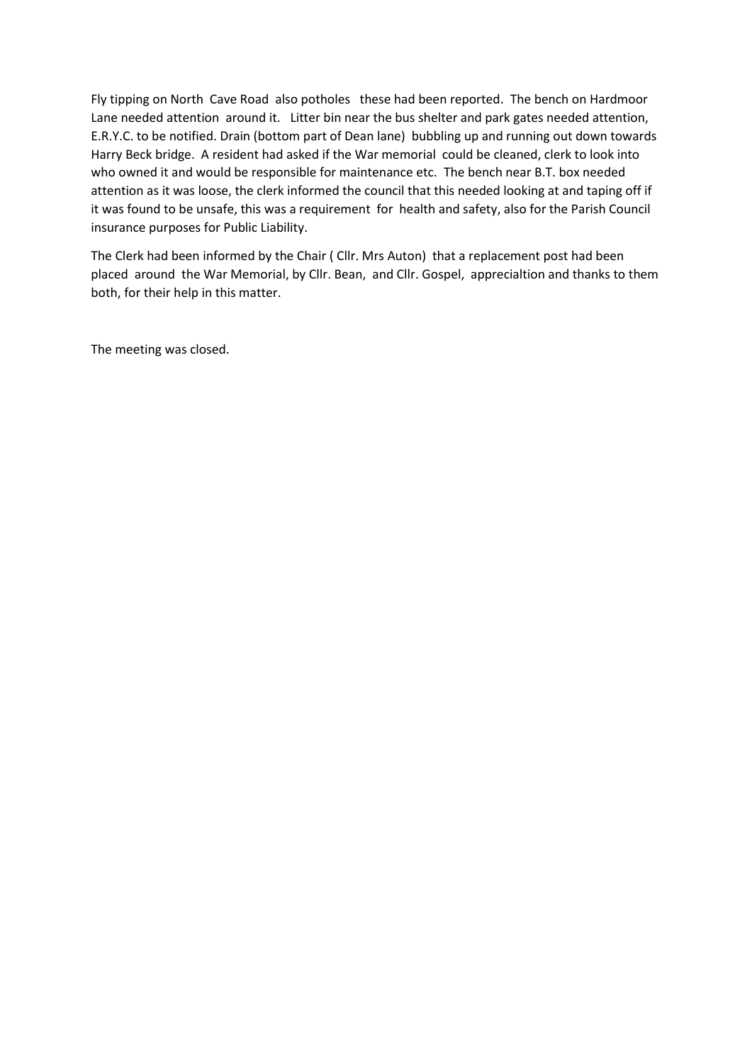Fly tipping on North Cave Road also potholes these had been reported. The bench on Hardmoor Lane needed attention around it. Litter bin near the bus shelter and park gates needed attention, E.R.Y.C. to be notified. Drain (bottom part of Dean lane) bubbling up and running out down towards Harry Beck bridge. A resident had asked if the War memorial could be cleaned, clerk to look into who owned it and would be responsible for maintenance etc. The bench near B.T. box needed attention as it was loose, the clerk informed the council that this needed looking at and taping off if it was found to be unsafe, this was a requirement for health and safety, also for the Parish Council insurance purposes for Public Liability.

The Clerk had been informed by the Chair ( Cllr. Mrs Auton) that a replacement post had been placed around the War Memorial, by Cllr. Bean, and Cllr. Gospel, apprecialtion and thanks to them both, for their help in this matter.

The meeting was closed.